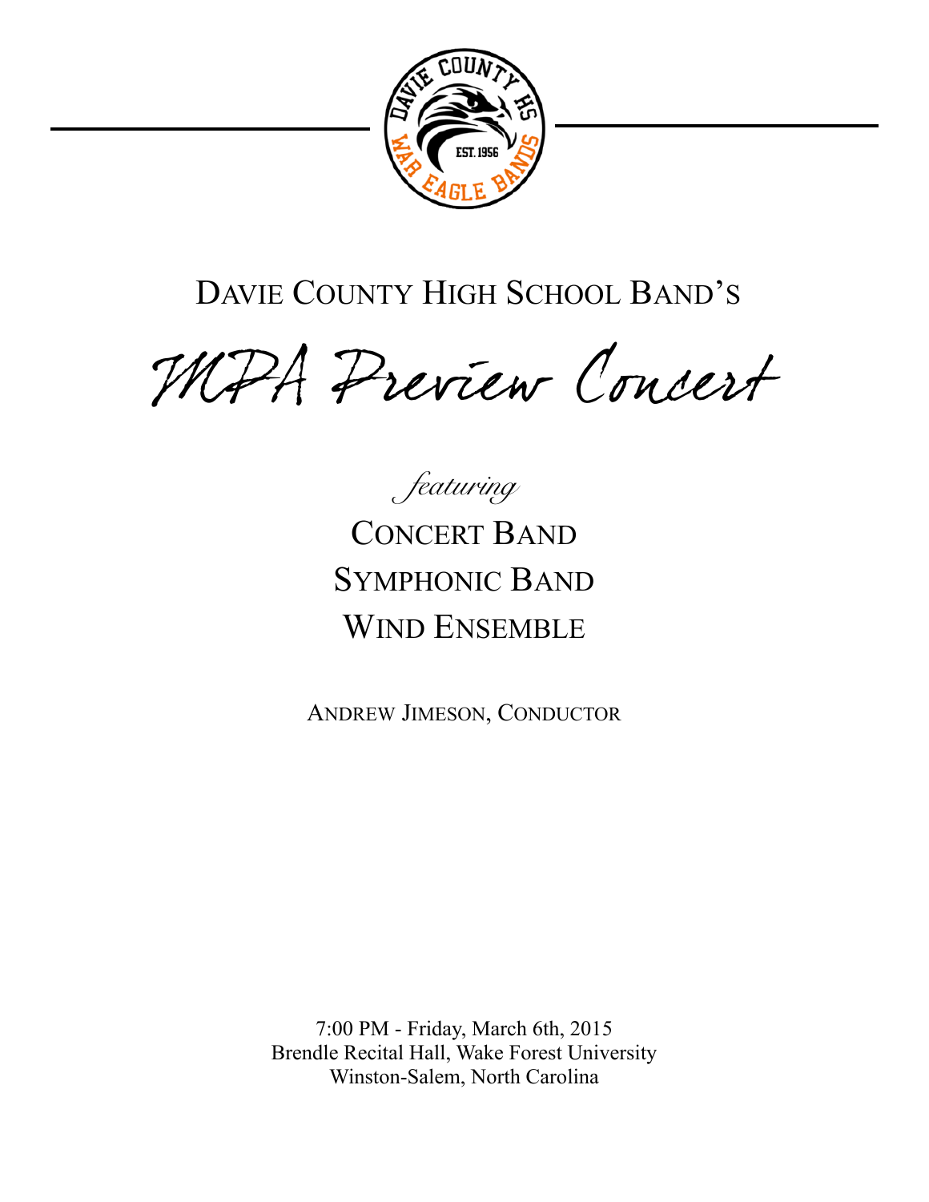Davie County High School Band's

# MPA Preview Concert

*featuring*

Concert Band

Symphonic Band

Wind Ensemble

Andrew Jimeson, Conductor

7:00 PM - Friday, March 6th, 2015
Brendle Recital Hall, Wake Forest University
Winston-Salem, North Carolina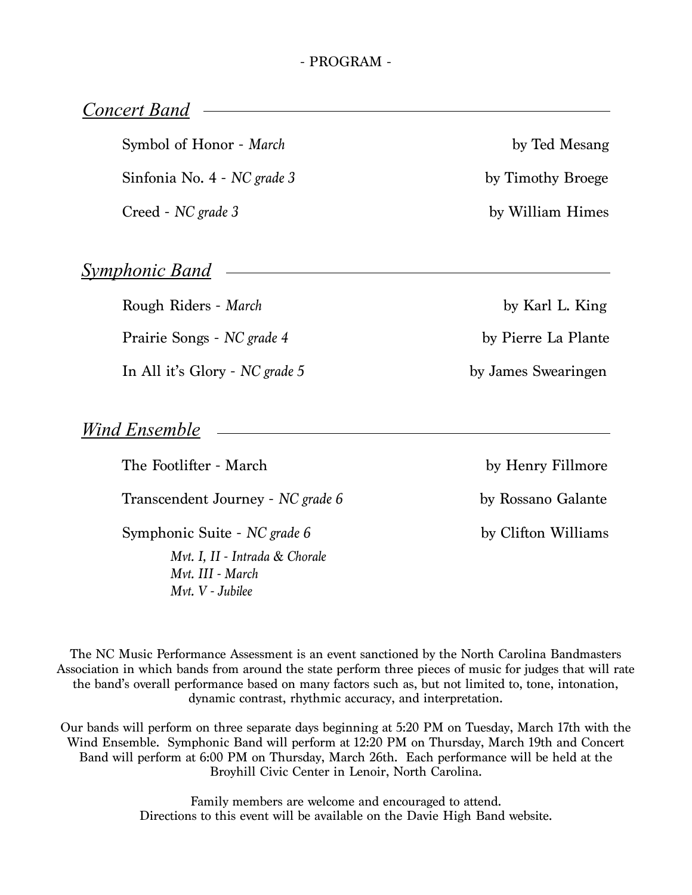- PROGRAM -

## *Concert Band*

Symbol of Honor - *March* — by Ted Mesang

Sinfonia No. 4 - *NC grade 3* — by Timothy Broege

Creed - *NC grade 3* — by William Himes

## *Symphonic Band*

Rough Riders - *March* — by Karl L. King

Prairie Songs - *NC grade 4* — by Pierre La Plante

In All it's Glory - *NC grade 5* — by James Swearingen

## *Wind Ensemble*

The Footlifter - March — by Henry Fillmore

Transcendent Journey - *NC grade 6* — by Rossano Galante

Symphonic Suite - *NC grade 6* — by Clifton Williams

*Mvt. I, II - Intrada & Chorale*
*Mvt. III - March*
*Mvt. V - Jubilee*

The NC Music Performance Assessment is an event sanctioned by the North Carolina Bandmasters Association in which bands from around the state perform three pieces of music for judges that will rate the band's overall performance based on many factors such as, but not limited to, tone, intonation, dynamic contrast, rhythmic accuracy, and interpretation.

Our bands will perform on three separate days beginning at 5:20 PM on Tuesday, March 17th with the Wind Ensemble. Symphonic Band will perform at 12:20 PM on Thursday, March 19th and Concert Band will perform at 6:00 PM on Thursday, March 26th. Each performance will be held at the Broyhill Civic Center in Lenoir, North Carolina.

Family members are welcome and encouraged to attend.
Directions to this event will be available on the Davie High Band website.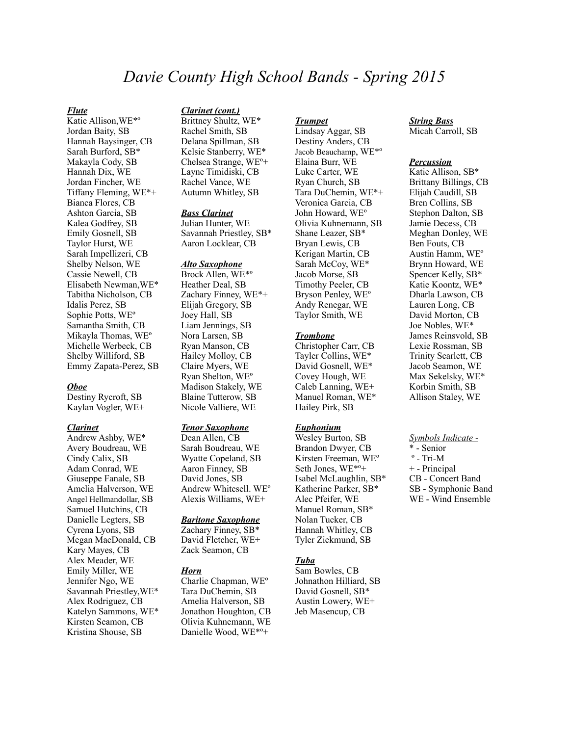# *Davie County High School Bands - Spring 2015*

***Flute***
Katie Allison,WE*º
Jordan Baity, SB
Hannah Baysinger, CB
Sarah Burford, SB*
Makayla Cody, SB
Hannah Dix, WE
Jordan Fincher, WE
Tiffany Fleming, WE*+
Bianca Flores, CB
Ashton Garcia, SB
Kalea Godfrey, SB
Emily Gosnell, SB
Taylor Hurst, WE
Sarah Impellizeri, CB
Shelby Nelson, WE
Cassie Newell, CB
Elisabeth Newman,WE*
Tabitha Nicholson, CB
Idalis Perez, SB
Sophie Potts, WEº
Samantha Smith, CB
Mikayla Thomas, WEº
Michelle Werbeck, CB
Shelby Williford, SB
Emmy Zapata-Perez, SB

***Oboe***
Destiny Rycroft, SB
Kaylan Vogler, WE+

***Clarinet***
Andrew Ashby, WE*
Avery Boudreau, WE
Cindy Calix, SB
Adam Conrad, WE
Giuseppe Fanale, SB
Amelia Halverson, WE
Angel Hellmandollar, SB
Samuel Hutchins, CB
Danielle Legters, SB
Cyrena Lyons, SB
Megan MacDonald, CB
Kary Mayes, CB
Alex Meader, WE
Emily Miller, WE
Jennifer Ngo, WE
Savannah Priestley,WE*
Alex Rodriguez, CB
Katelyn Sammons, WE*
Kirsten Seamon, CB
Kristina Shouse, SB

***Clarinet (cont.)***
Brittney Shultz, WE*
Rachel Smith, SB
Delana Spillman, SB
Kelsie Stanberry, WE*
Chelsea Strange, WEº+
Layne Timidiski, CB
Rachel Vance, WE
Autumn Whitley, SB

***Bass Clarinet***
Julian Hunter, WE
Savannah Priestley, SB*
Aaron Locklear, CB

***Alto Saxophone***
Brock Allen, WE*º
Heather Deal, SB
Zachary Finney, WE*+
Elijah Gregory, SB
Joey Hall, SB
Liam Jennings, SB
Nora Larsen, SB
Ryan Manson, CB
Hailey Molloy, CB
Claire Myers, WE
Ryan Shelton, WEº
Madison Stakely, WE
Blaine Tutterow, SB
Nicole Valliere, WE

***Tenor Saxophone***
Dean Allen, CB
Sarah Boudreau, WE
Wyatte Copeland, SB
Aaron Finney, SB
David Jones, SB
Andrew Whitesell. WEº
Alexis Williams, WE+

***Baritone Saxophone***
Zachary Finney, SB*
David Fletcher, WE+
Zack Seamon, CB

***Horn***
Charlie Chapman, WEº
Tara DuChemin, SB
Amelia Halverson, SB
Jonathon Houghton, CB
Olivia Kuhnemann, WE
Danielle Wood, WE*º+

***Trumpet***
Lindsay Aggar, SB
Destiny Anders, CB
Jacob Beauchamp, WE*º
Elaina Burr, WE
Luke Carter, WE
Ryan Church, SB
Tara DuChemin, WE*+
Veronica Garcia, CB
John Howard, WEº
Olivia Kuhnemann, SB
Shane Leazer, SB*
Bryan Lewis, CB
Kerigan Martin, CB
Sarah McCoy, WE*
Jacob Morse, SB
Timothy Peeler, CB
Bryson Penley, WEº
Andy Renegar, WE
Taylor Smith, WE

***Trombone***
Christopher Carr, CB
Tayler Collins, WE*
David Gosnell, WE*
Covey Hough, WE
Caleb Lanning, WE+
Manuel Roman, WE*
Hailey Pirk, SB

***Euphonium***
Wesley Burton, SB
Brandon Dwyer, CB
Kirsten Freeman, WEº
Seth Jones, WE*º+
Isabel McLaughlin, SB*
Katherine Parker, SB*
Alec Pfeifer, WE
Manuel Roman, SB*
Nolan Tucker, CB
Hannah Whitley, CB
Tyler Zickmund, SB

***Tuba***
Sam Bowles, CB
Johnathon Hilliard, SB
David Gosnell, SB*
Austin Lowery, WE+
Jeb Masencup, CB

***String Bass***
Micah Carroll, SB

***Percussion***
Katie Allison, SB*
Brittany Billings, CB
Elijah Caudill, SB
Bren Collins, SB
Stephon Dalton, SB
Jamie Decess, CB
Meghan Donley, WE
Ben Fouts, CB
Austin Hamm, WEº
Brynn Howard, WE
Spencer Kelly, SB*
Katie Koontz, WE*
Dharla Lawson, CB
Lauren Long, CB
David Morton, CB
Joe Nobles, WE*
James Reinsvold, SB
Lexie Rossman, SB
Trinity Scarlett, CB
Jacob Seamon, WE
Max Sekelsky, WE*
Korbin Smith, SB
Allison Staley, WE

*Symbols Indicate -*
* - Senior
º - Tri-M
+ - Principal
CB - Concert Band
SB - Symphonic Band
WE - Wind Ensemble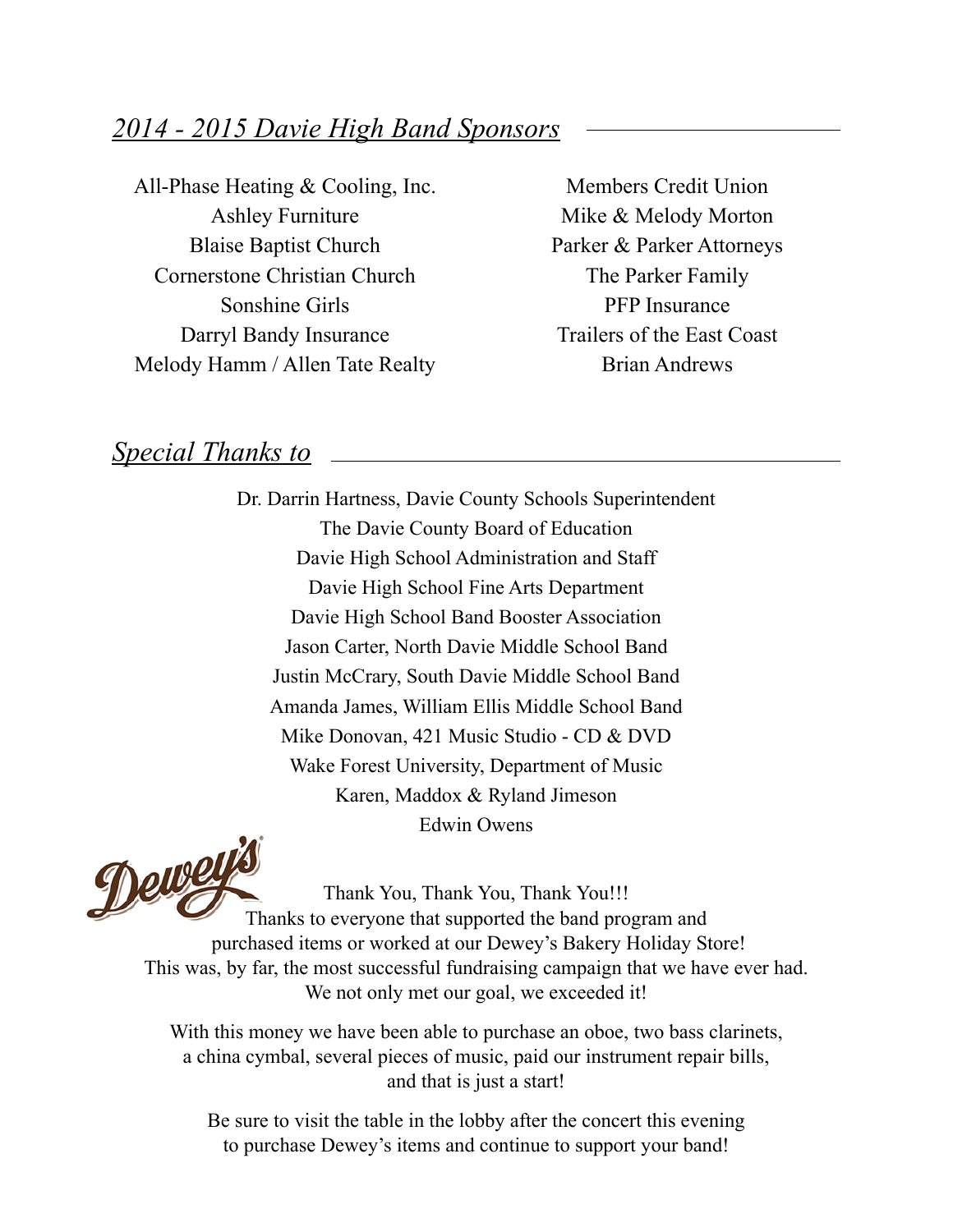## *2014 - 2015 Davie High Band Sponsors*

All-Phase Heating & Cooling, Inc.
Ashley Furniture
Blaise Baptist Church
Cornerstone Christian Church
Sonshine Girls
Darryl Bandy Insurance
Melody Hamm / Allen Tate Realty
Members Credit Union
Mike & Melody Morton
Parker & Parker Attorneys
The Parker Family
PFP Insurance
Trailers of the East Coast
Brian Andrews

## *Special Thanks to*

Dr. Darrin Hartness, Davie County Schools Superintendent
The Davie County Board of Education
Davie High School Administration and Staff
Davie High School Fine Arts Department
Davie High School Band Booster Association
Jason Carter, North Davie Middle School Band
Justin McCrary, South Davie Middle School Band
Amanda James, William Ellis Middle School Band
Mike Donovan, 421 Music Studio - CD & DVD
Wake Forest University, Department of Music
Karen, Maddox & Ryland Jimeson
Edwin Owens

Dewey's

Thank You, Thank You, Thank You!!!
Thanks to everyone that supported the band program and purchased items or worked at our Dewey's Bakery Holiday Store!
This was, by far, the most successful fundraising campaign that we have ever had.
We not only met our goal, we exceeded it!

With this money we have been able to purchase an oboe, two bass clarinets, a china cymbal, several pieces of music, paid our instrument repair bills, and that is just a start!

Be sure to visit the table in the lobby after the concert this evening to purchase Dewey's items and continue to support your band!